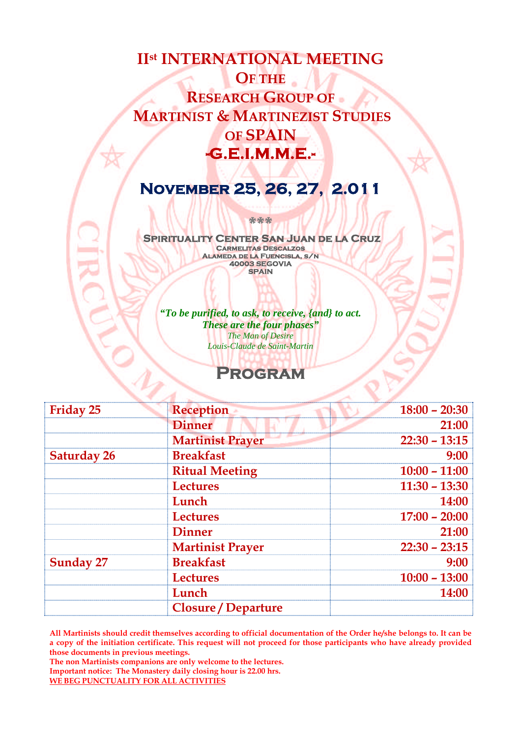# II[st] INTERNATIONAL MEETING OF THE RESEARCH GROUP OF MARTINIST & MARTINEZIST STUDIES OF SPAIN -G.E.I.M.M.E.-

## NOVEMBER 25, 26, 27, 2.011

\*\*\*

**SPIRITUALITY CENTER SAN JUAN DE LA CRUZ**
CARMELITAS DESCALZOS
ALAMEDA DE LA FUENCISLA, S/N
40003 SEGOVIA
SPAIN

***"To be purified, to ask, to receive, {and} to act. These are the four phases"***
*The Man of Desire*
*Louis-Claude de Saint-Martin*

## PROGRAM

| | | |
|---|---|---|
| **Friday 25** | **Reception** | **18:00 – 20:30** |
| | **Dinner** | **21:00** |
| | **Martinist Prayer** | **22:30 – 13:15** |
| **Saturday 26** | **Breakfast** | **9:00** |
| | **Ritual Meeting** | **10:00 – 11:00** |
| | **Lectures** | **11:30 – 13:30** |
| | **Lunch** | **14:00** |
| | **Lectures** | **17:00 – 20:00** |
| | **Dinner** | **21:00** |
| | **Martinist Prayer** | **22:30 – 23:15** |
| **Sunday 27** | **Breakfast** | **9:00** |
| | **Lectures** | **10:00 – 13:00** |
| | **Lunch** | **14:00** |
| | **Closure / Departure** | |

**All Martinists should credit themselves according to official documentation of the Order he/she belongs to. It can be a copy of the initiation certificate. This request will not proceed for those participants who have already provided those documents in previous meetings.**

**The non Martinists companions are only welcome to the lectures.**

**Important notice: The Monastery daily closing hour is 22.00 hrs.**

**WE BEG PUNCTUALITY FOR ALL ACTIVITIES**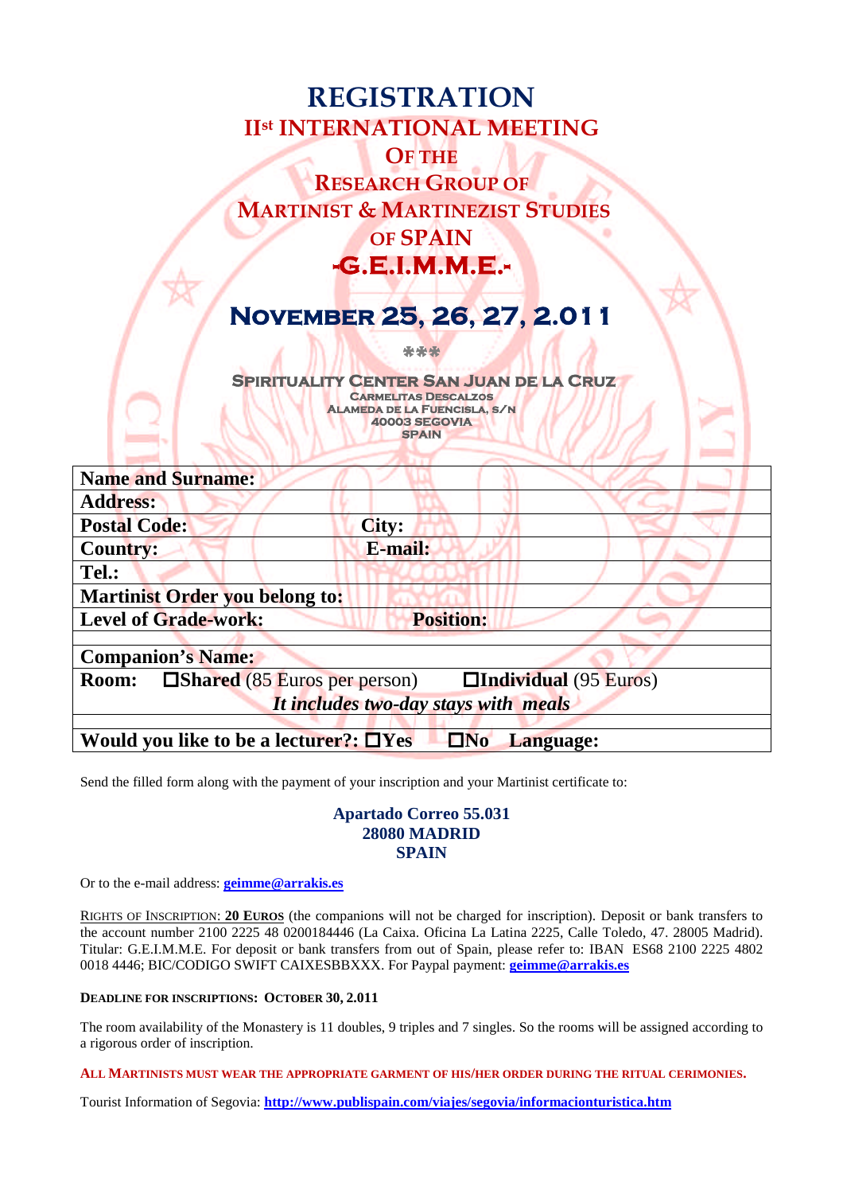# REGISTRATION

## II[st] INTERNATIONAL MEETING
## OF THE
## RESEARCH GROUP OF
## MARTINIST & MARTINEZIST STUDIES
## OF SPAIN
## -G.E.I.M.M.E.-

## NOVEMBER 25, 26, 27, 2.011

\*\*\*

**SPIRITUALITY CENTER SAN JUAN DE LA CRUZ**
CARMELITAS DESCALZOS
ALAMEDA DE LA FUENCISLA, S/N
40003 SEGOVIA
SPAIN

| | |
|---|---|
| **Name and Surname:** | |
| **Address:** | |
| **Postal Code:** | **City:** |
| **Country:** | **E-mail:** |
| **Tel.:** | |
| **Martinist Order you belong to:** | |
| **Level of Grade-work:** | **Position:** |
| | |
| **Companion's Name:** | |
| **Room:** ☐**Shared** (85 Euros per person) | ☐**Individual** (95 Euros) |
| *It includes two-day stays with meals* | |
| | |
| **Would you like to be a lecturer?:** ☐**Yes** ☐**No** | **Language:** |

Send the filled form along with the payment of your inscription and your Martinist certificate to:

**Apartado Correo 55.031**
**28080 MADRID**
**SPAIN**

Or to the e-mail address: **geimme@arrakis.es**

RIGHTS OF INSCRIPTION: **20 EUROS** (the companions will not be charged for inscription). Deposit or bank transfers to the account number 2100 2225 48 0200184446 (La Caixa. Oficina La Latina 2225, Calle Toledo, 47. 28005 Madrid). Titular: G.E.I.M.M.E. For deposit or bank transfers from out of Spain, please refer to: IBAN ES68 2100 2225 4802 0018 4446; BIC/CODIGO SWIFT CAIXESBBXXX. For Paypal payment: **geimme@arrakis.es**

**DEADLINE FOR INSCRIPTIONS: OCTOBER 30, 2.011**

The room availability of the Monastery is 11 doubles, 9 triples and 7 singles. So the rooms will be assigned according to a rigorous order of inscription.

**ALL MARTINISTS MUST WEAR THE APPROPRIATE GARMENT OF HIS/HER ORDER DURING THE RITUAL CERIMONIES.**

Tourist Information of Segovia: **http://www.publispain.com/viajes/segovia/informacionturistica.htm**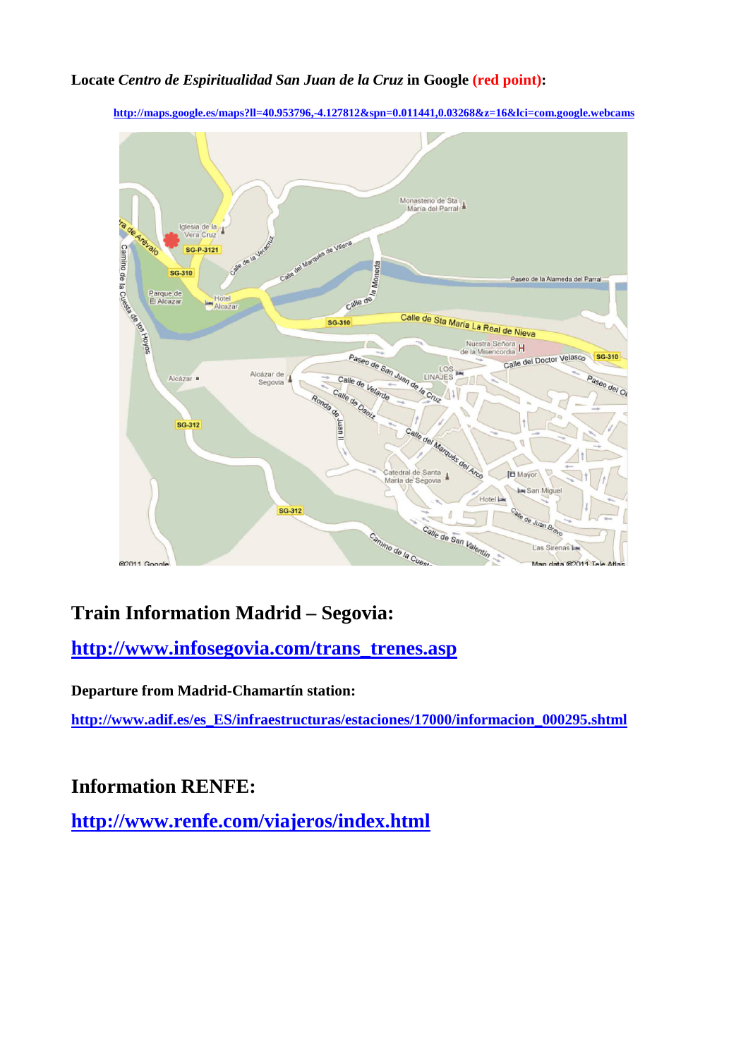**Locate *Centro de Espiritualidad San Juan de la Cruz* in Google (red point):**

http://maps.google.es/maps?ll=40.953796,-4.127812&spn=0.011441,0.03268&z=16&lci=com.google.webcams

## Train Information Madrid – Segovia:

## http://www.infosegovia.com/trans_trenes.asp

**Departure from Madrid-Chamartín station:**

**http://www.adif.es/es_ES/infraestructuras/estaciones/17000/informacion_000295.shtml**

## Information RENFE:

## http://www.renfe.com/viajeros/index.html